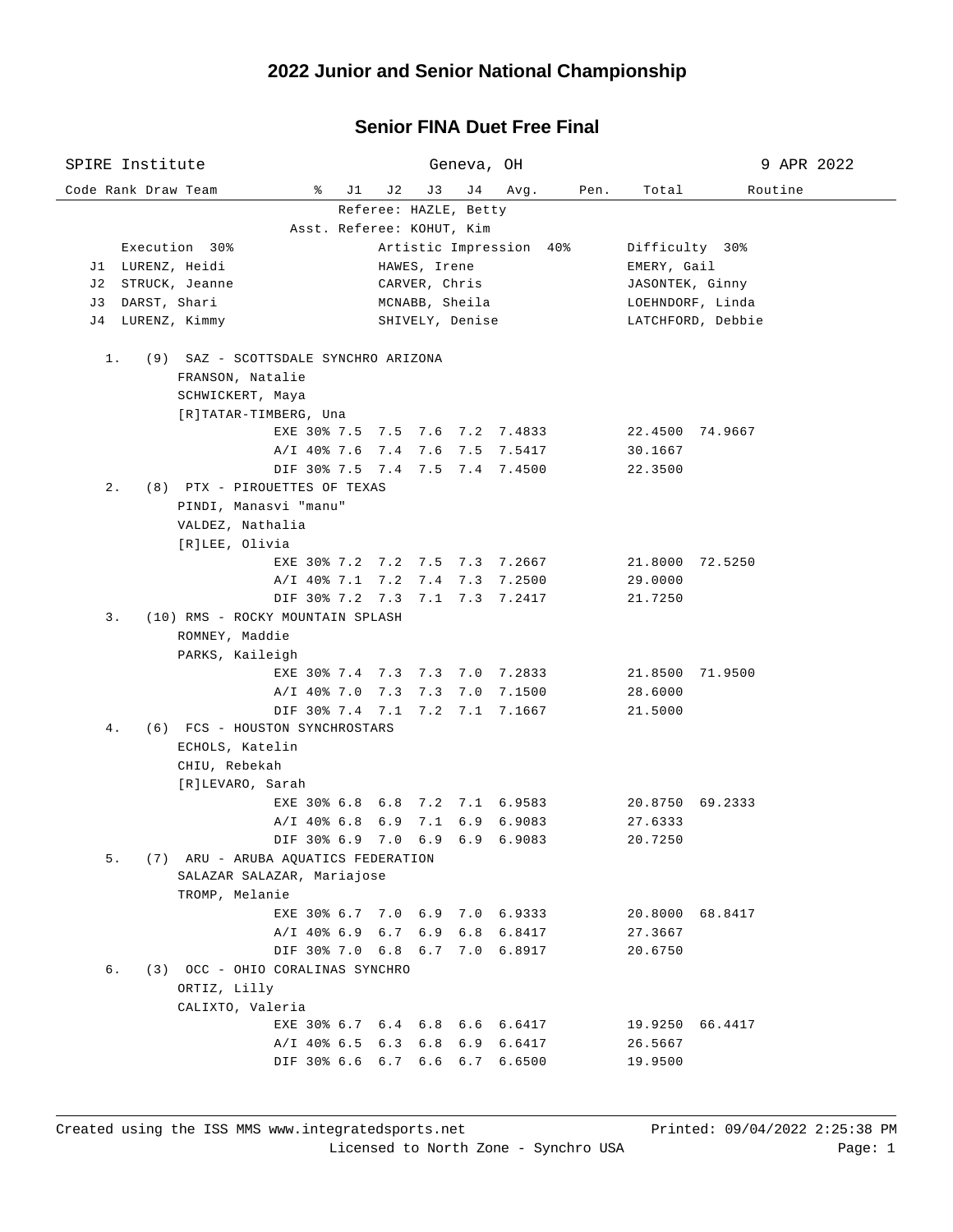# 2022 Junior and Senior National Championship

## Senior FINA Duet Free Final

SPIRE Institute — Geneva, OH — 9 APR 2022

Referee: HAZLE, Betty
Asst. Referee: KOHUT, Kim

| | Execution 30% | Artistic Impression 40% | Difficulty 30% |
|---|---|---|---|
| J1 | LURENZ, Heidi | HAWES, Irene | EMERY, Gail |
| J2 | STRUCK, Jeanne | CARVER, Chris | JASONTEK, Ginny |
| J3 | DARST, Shari | MCNABB, Sheila | LOEHNDORF, Linda |
| J4 | LURENZ, Kimmy | SHIVELY, Denise | LATCHFORD, Debbie |

| Code Rank | Draw | Team | % | J1 | J2 | J3 | J4 | Avg. | Pen. | Total | Routine |
|---|---|---|---|---|---|---|---|---|---|---|---|
| 1. | (9) | SAZ - SCOTTSDALE SYNCHRO ARIZONA<br>FRANSON, Natalie<br>SCHWICKERT, Maya<br>[R]TATAR-TIMBERG, Una | | | | | | | | | |
| | | | EXE 30% | 7.5 | 7.5 | 7.6 | 7.2 | 7.4833 | | 22.4500 | 74.9667 |
| | | | A/I 40% | 7.6 | 7.4 | 7.6 | 7.5 | 7.5417 | | 30.1667 | |
| | | | DIF 30% | 7.5 | 7.4 | 7.5 | 7.4 | 7.4500 | | 22.3500 | |
| 2. | (8) | PTX - PIROUETTES OF TEXAS<br>PINDI, Manasvi "manu"<br>VALDEZ, Nathalia<br>[R]LEE, Olivia | | | | | | | | | |
| | | | EXE 30% | 7.2 | 7.2 | 7.5 | 7.3 | 7.2667 | | 21.8000 | 72.5250 |
| | | | A/I 40% | 7.1 | 7.2 | 7.4 | 7.3 | 7.2500 | | 29.0000 | |
| | | | DIF 30% | 7.2 | 7.3 | 7.1 | 7.3 | 7.2417 | | 21.7250 | |
| 3. | (10) | RMS - ROCKY MOUNTAIN SPLASH<br>ROMNEY, Maddie<br>PARKS, Kaileigh | | | | | | | | | |
| | | | EXE 30% | 7.4 | 7.3 | 7.3 | 7.0 | 7.2833 | | 21.8500 | 71.9500 |
| | | | A/I 40% | 7.0 | 7.3 | 7.3 | 7.0 | 7.1500 | | 28.6000 | |
| | | | DIF 30% | 7.4 | 7.1 | 7.2 | 7.1 | 7.1667 | | 21.5000 | |
| 4. | (6) | FCS - HOUSTON SYNCHROSTARS<br>ECHOLS, Katelin<br>CHIU, Rebekah<br>[R]LEVARO, Sarah | | | | | | | | | |
| | | | EXE 30% | 6.8 | 6.8 | 7.2 | 7.1 | 6.9583 | | 20.8750 | 69.2333 |
| | | | A/I 40% | 6.8 | 6.9 | 7.1 | 6.9 | 6.9083 | | 27.6333 | |
| | | | DIF 30% | 6.9 | 7.0 | 6.9 | 6.9 | 6.9083 | | 20.7250 | |
| 5. | (7) | ARU - ARUBA AQUATICS FEDERATION<br>SALAZAR SALAZAR, Mariajose<br>TROMP, Melanie | | | | | | | | | |
| | | | EXE 30% | 6.7 | 7.0 | 6.9 | 7.0 | 6.9333 | | 20.8000 | 68.8417 |
| | | | A/I 40% | 6.9 | 6.7 | 6.9 | 6.8 | 6.8417 | | 27.3667 | |
| | | | DIF 30% | 7.0 | 6.8 | 6.7 | 7.0 | 6.8917 | | 20.6750 | |
| 6. | (3) | OCC - OHIO CORALINAS SYNCHRO<br>ORTIZ, Lilly<br>CALIXTO, Valeria | | | | | | | | | |
| | | | EXE 30% | 6.7 | 6.4 | 6.8 | 6.6 | 6.6417 | | 19.9250 | 66.4417 |
| | | | A/I 40% | 6.5 | 6.3 | 6.8 | 6.9 | 6.6417 | | 26.5667 | |
| | | | DIF 30% | 6.6 | 6.7 | 6.6 | 6.7 | 6.6500 | | 19.9500 | |

Created using the ISS MMS www.integratedsports.net — Printed: 09/04/2022 2:25:38 PM
Licensed to North Zone - Synchro USA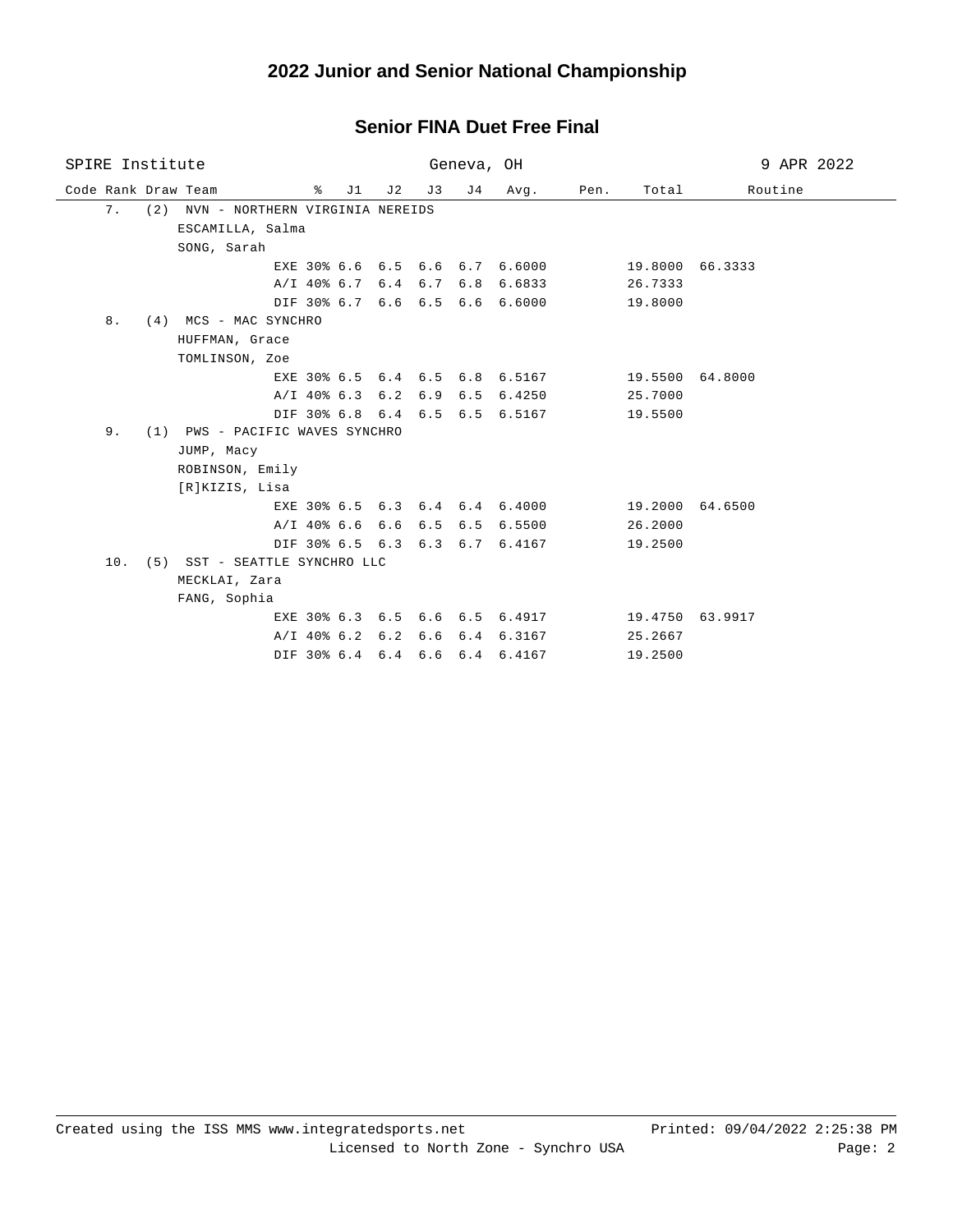# 2022 Junior and Senior National Championship

## Senior FINA Duet Free Final

SPIRE Institute | Geneva, OH | 9 APR 2022

| Code | Rank | Draw | Team | % | J1 | J2 | J3 | J4 | Avg. | Pen. | Total | Routine |
|---|---|---|---|---|---|---|---|---|---|---|---|---|
| | 7. | (2) | NVN - NORTHERN VIRGINIA NEREIDS | | | | | | | | | |
| | | | ESCAMILLA, Salma | | | | | | | | | |
| | | | SONG, Sarah | | | | | | | | | |
| | | | EXE | 30% | 6.6 | 6.5 | 6.6 | 6.7 | 6.6000 | | 19.8000 | 66.3333 |
| | | | A/I | 40% | 6.7 | 6.4 | 6.7 | 6.8 | 6.6833 | | 26.7333 | |
| | | | DIF | 30% | 6.7 | 6.6 | 6.5 | 6.6 | 6.6000 | | 19.8000 | |
| | 8. | (4) | MCS - MAC SYNCHRO | | | | | | | | | |
| | | | HUFFMAN, Grace | | | | | | | | | |
| | | | TOMLINSON, Zoe | | | | | | | | | |
| | | | EXE | 30% | 6.5 | 6.4 | 6.5 | 6.8 | 6.5167 | | 19.5500 | 64.8000 |
| | | | A/I | 40% | 6.3 | 6.2 | 6.9 | 6.5 | 6.4250 | | 25.7000 | |
| | | | DIF | 30% | 6.8 | 6.4 | 6.5 | 6.5 | 6.5167 | | 19.5500 | |
| | 9. | (1) | PWS - PACIFIC WAVES SYNCHRO | | | | | | | | | |
| | | | JUMP, Macy | | | | | | | | | |
| | | | ROBINSON, Emily | | | | | | | | | |
| | | | [R]KIZIS, Lisa | | | | | | | | | |
| | | | EXE | 30% | 6.5 | 6.3 | 6.4 | 6.4 | 6.4000 | | 19.2000 | 64.6500 |
| | | | A/I | 40% | 6.6 | 6.6 | 6.5 | 6.5 | 6.5500 | | 26.2000 | |
| | | | DIF | 30% | 6.5 | 6.3 | 6.3 | 6.7 | 6.4167 | | 19.2500 | |
| | 10. | (5) | SST - SEATTLE SYNCHRO LLC | | | | | | | | | |
| | | | MECKLAI, Zara | | | | | | | | | |
| | | | FANG, Sophia | | | | | | | | | |
| | | | EXE | 30% | 6.3 | 6.5 | 6.6 | 6.5 | 6.4917 | | 19.4750 | 63.9917 |
| | | | A/I | 40% | 6.2 | 6.2 | 6.6 | 6.4 | 6.3167 | | 25.2667 | |
| | | | DIF | 30% | 6.4 | 6.4 | 6.6 | 6.4 | 6.4167 | | 19.2500 | |

Created using the ISS MMS www.integratedsports.net | Printed: 09/04/2022 2:25:38 PM

Licensed to North Zone - Synchro USA